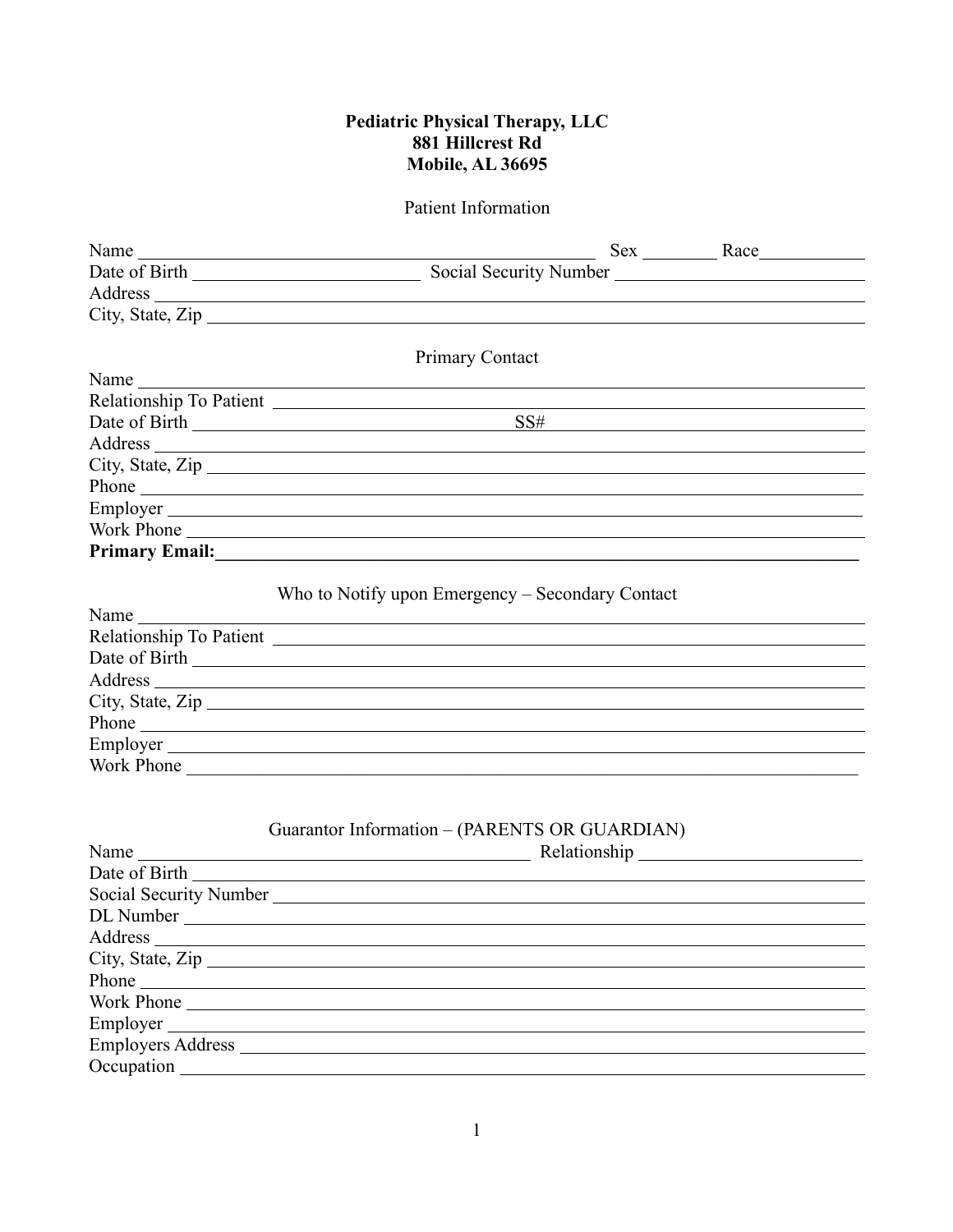**Pediatric Physical Therapy, LLC**
**881 Hillcrest Rd**
**Mobile, AL 36695**

Patient Information

Name ______________________________ Sex ________ Race ___________
Date of Birth ______________________ Social Security Number ______________________
Address ____________________________________________________________
City, State, Zip ______________________________________________________

Primary Contact

Name ______________________________________________________________
Relationship To Patient ______________________________________________
Date of Birth ____________________________ SS# ______________________
Address ____________________________________________________________
City, State, Zip ______________________________________________________
Phone ______________________________________________________________
Employer ____________________________________________________________
Work Phone __________________________________________________________
**Primary Email:**___________________________________________________________

Who to Notify upon Emergency – Secondary Contact

Name ______________________________________________________________
Relationship To Patient ______________________________________________
Date of Birth ________________________________________________________
Address ____________________________________________________________
City, State, Zip ______________________________________________________
Phone ______________________________________________________________
Employer ____________________________________________________________
Work Phone __________________________________________________________

Guarantor Information – (PARENTS OR GUARDIAN)

Name ______________________________ Relationship ______________________
Date of Birth ________________________________________________________
Social Security Number ________________________________________________
DL Number __________________________________________________________
Address ____________________________________________________________
City, State, Zip ______________________________________________________
Phone ______________________________________________________________
Work Phone __________________________________________________________
Employer ____________________________________________________________
Employers Address ____________________________________________________
Occupation __________________________________________________________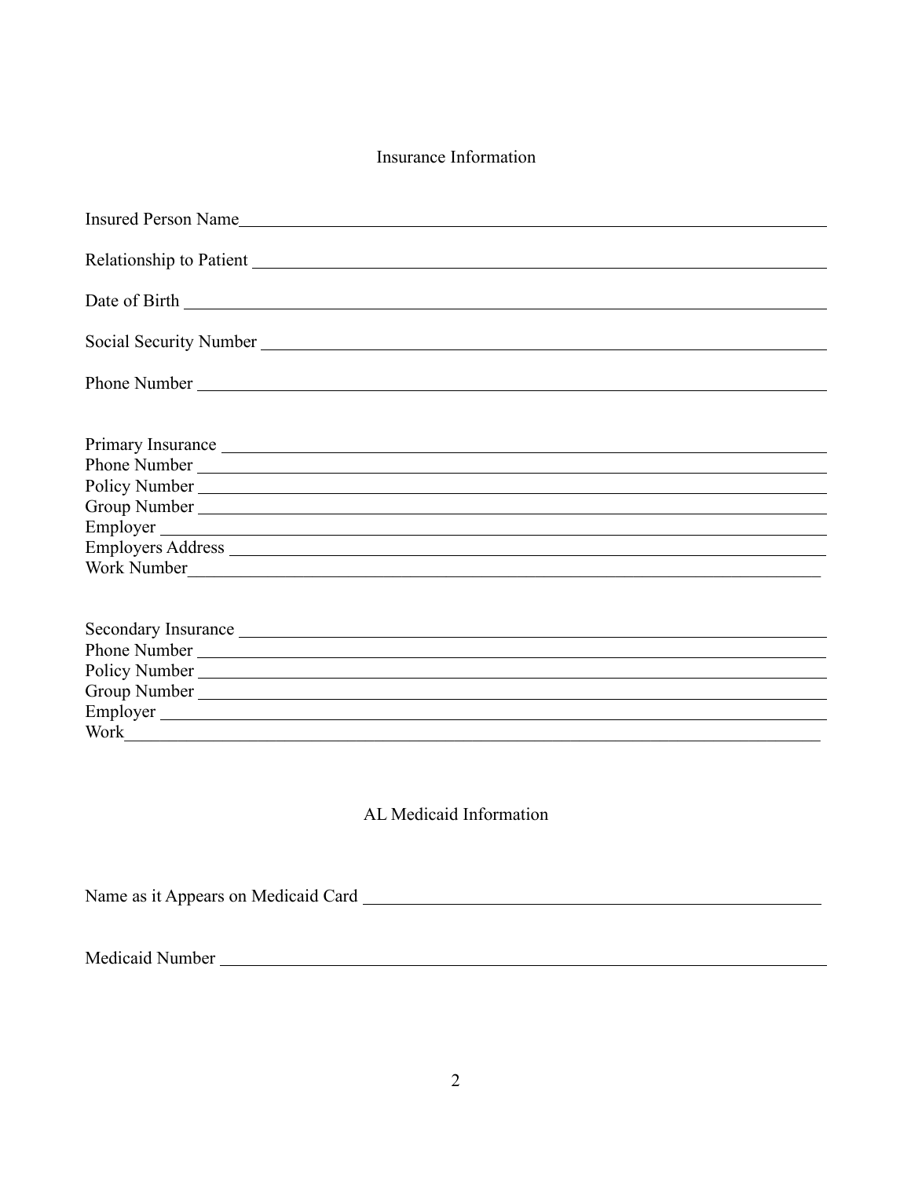## Insurance Information

Insured Person Name\_\_\_\_\_\_\_\_\_\_\_\_\_\_\_\_\_\_\_\_\_\_\_\_\_\_\_\_\_\_\_\_\_\_\_\_\_\_\_\_

Relationship to Patient \_\_\_\_\_\_\_\_\_\_\_\_\_\_\_\_\_\_\_\_\_\_\_\_\_\_\_\_\_\_\_\_\_\_\_\_\_\_\_\_

Date of Birth \_\_\_\_\_\_\_\_\_\_\_\_\_\_\_\_\_\_\_\_\_\_\_\_\_\_\_\_\_\_\_\_\_\_\_\_\_\_\_\_

Social Security Number \_\_\_\_\_\_\_\_\_\_\_\_\_\_\_\_\_\_\_\_\_\_\_\_\_\_\_\_\_\_\_\_\_\_\_\_\_\_\_\_

Phone Number \_\_\_\_\_\_\_\_\_\_\_\_\_\_\_\_\_\_\_\_\_\_\_\_\_\_\_\_\_\_\_\_\_\_\_\_\_\_\_\_

Primary Insurance \_\_\_\_\_\_\_\_\_\_\_\_\_\_\_\_\_\_\_\_\_\_\_\_\_\_\_\_\_\_\_\_\_\_\_\_\_\_\_\_
Phone Number \_\_\_\_\_\_\_\_\_\_\_\_\_\_\_\_\_\_\_\_\_\_\_\_\_\_\_\_\_\_\_\_\_\_\_\_\_\_\_\_
Policy Number \_\_\_\_\_\_\_\_\_\_\_\_\_\_\_\_\_\_\_\_\_\_\_\_\_\_\_\_\_\_\_\_\_\_\_\_\_\_\_\_
Group Number \_\_\_\_\_\_\_\_\_\_\_\_\_\_\_\_\_\_\_\_\_\_\_\_\_\_\_\_\_\_\_\_\_\_\_\_\_\_\_\_
Employer \_\_\_\_\_\_\_\_\_\_\_\_\_\_\_\_\_\_\_\_\_\_\_\_\_\_\_\_\_\_\_\_\_\_\_\_\_\_\_\_
Employers Address \_\_\_\_\_\_\_\_\_\_\_\_\_\_\_\_\_\_\_\_\_\_\_\_\_\_\_\_\_\_\_\_\_\_\_\_\_\_\_\_
Work Number\_\_\_\_\_\_\_\_\_\_\_\_\_\_\_\_\_\_\_\_\_\_\_\_\_\_\_\_\_\_\_\_\_\_\_\_\_\_\_\_

Secondary Insurance \_\_\_\_\_\_\_\_\_\_\_\_\_\_\_\_\_\_\_\_\_\_\_\_\_\_\_\_\_\_\_\_\_\_\_\_\_\_\_\_
Phone Number \_\_\_\_\_\_\_\_\_\_\_\_\_\_\_\_\_\_\_\_\_\_\_\_\_\_\_\_\_\_\_\_\_\_\_\_\_\_\_\_
Policy Number \_\_\_\_\_\_\_\_\_\_\_\_\_\_\_\_\_\_\_\_\_\_\_\_\_\_\_\_\_\_\_\_\_\_\_\_\_\_\_\_
Group Number \_\_\_\_\_\_\_\_\_\_\_\_\_\_\_\_\_\_\_\_\_\_\_\_\_\_\_\_\_\_\_\_\_\_\_\_\_\_\_\_
Employer \_\_\_\_\_\_\_\_\_\_\_\_\_\_\_\_\_\_\_\_\_\_\_\_\_\_\_\_\_\_\_\_\_\_\_\_\_\_\_\_
Work\_\_\_\_\_\_\_\_\_\_\_\_\_\_\_\_\_\_\_\_\_\_\_\_\_\_\_\_\_\_\_\_\_\_\_\_\_\_\_\_

## AL Medicaid Information

Name as it Appears on Medicaid Card \_\_\_\_\_\_\_\_\_\_\_\_\_\_\_\_\_\_\_\_\_\_\_\_\_\_\_\_\_\_\_\_\_\_\_\_\_\_\_\_

Medicaid Number \_\_\_\_\_\_\_\_\_\_\_\_\_\_\_\_\_\_\_\_\_\_\_\_\_\_\_\_\_\_\_\_\_\_\_\_\_\_\_\_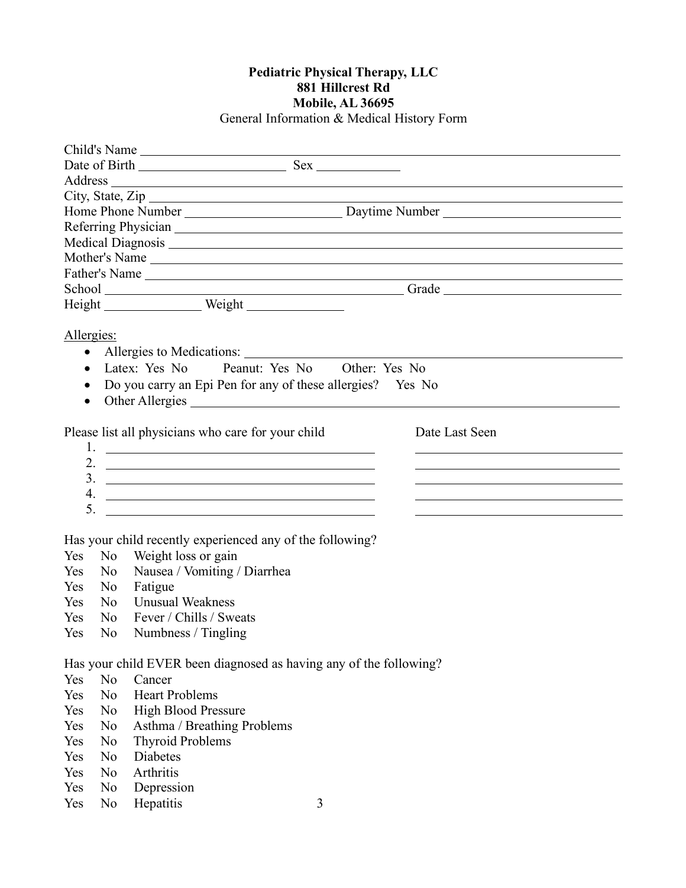**Pediatric Physical Therapy, LLC**
**881 Hillcrest Rd**
**Mobile, AL 36695**
General Information & Medical History Form

Child's Name ______________________________________________

Date of Birth ______________________ Sex ____________

Address ______________________________________________

City, State, Zip ______________________________________________

Home Phone Number ______________________ Daytime Number ______________________

Referring Physician ______________________________________________

Medical Diagnosis ______________________________________________

Mother's Name ______________________________________________

Father's Name ______________________________________________

School ______________________________ Grade ______________________

Height ______________ Weight ______________

Allergies:

- Allergies to Medications: ______________________________________________
- Latex: Yes No Peanut: Yes No Other: Yes No
- Do you carry an Epi Pen for any of these allergies? Yes No
- Other Allergies ______________________________________________

| Please list all physicians who care for your child | Date Last Seen |
| --- | --- |
| 1. | |
| 2. | |
| 3. | |
| 4. | |
| 5. | |

Has your child recently experienced any of the following?

Yes No Weight loss or gain
Yes No Nausea / Vomiting / Diarrhea
Yes No Fatigue
Yes No Unusual Weakness
Yes No Fever / Chills / Sweats
Yes No Numbness / Tingling

Has your child EVER been diagnosed as having any of the following?

Yes No Cancer
Yes No Heart Problems
Yes No High Blood Pressure
Yes No Asthma / Breathing Problems
Yes No Thyroid Problems
Yes No Diabetes
Yes No Arthritis
Yes No Depression
Yes No Hepatitis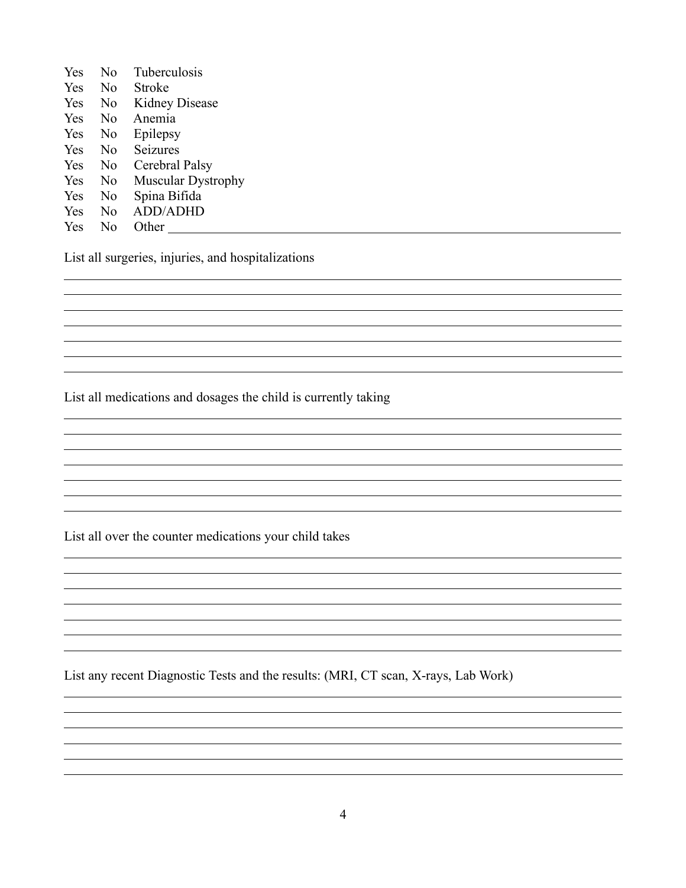Yes No Tuberculosis
Yes No Stroke
Yes No Kidney Disease
Yes No Anemia
Yes No Epilepsy
Yes No Seizures
Yes No Cerebral Palsy
Yes No Muscular Dystrophy
Yes No Spina Bifida
Yes No ADD/ADHD
Yes No Other ______________________________________________________________

List all surgeries, injuries, and hospitalizations

______________________________________________________________________________
______________________________________________________________________________
______________________________________________________________________________
______________________________________________________________________________
______________________________________________________________________________
______________________________________________________________________________
______________________________________________________________________________

List all medications and dosages the child is currently taking

______________________________________________________________________________
______________________________________________________________________________
______________________________________________________________________________
______________________________________________________________________________
______________________________________________________________________________
______________________________________________________________________________
______________________________________________________________________________

List all over the counter medications your child takes

______________________________________________________________________________
______________________________________________________________________________
______________________________________________________________________________
______________________________________________________________________________
______________________________________________________________________________
______________________________________________________________________________
______________________________________________________________________________

List any recent Diagnostic Tests and the results: (MRI, CT scan, X-rays, Lab Work)

______________________________________________________________________________
______________________________________________________________________________
______________________________________________________________________________
______________________________________________________________________________
______________________________________________________________________________
______________________________________________________________________________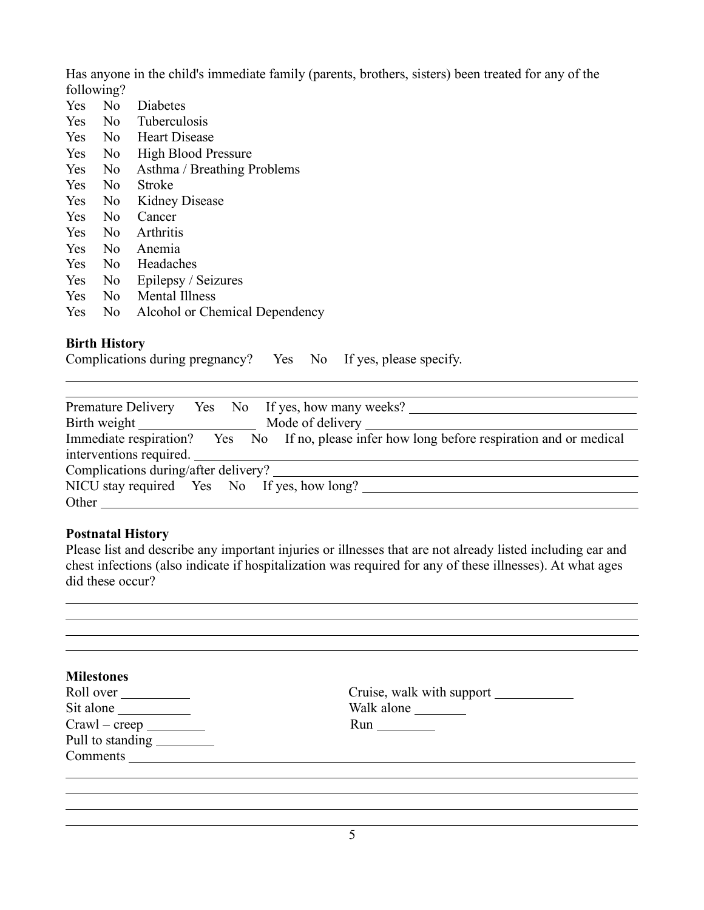Has anyone in the child's immediate family (parents, brothers, sisters) been treated for any of the following?

Yes No Diabetes
Yes No Tuberculosis
Yes No Heart Disease
Yes No High Blood Pressure
Yes No Asthma / Breathing Problems
Yes No Stroke
Yes No Kidney Disease
Yes No Cancer
Yes No Arthritis
Yes No Anemia
Yes No Headaches
Yes No Epilepsy / Seizures
Yes No Mental Illness
Yes No Alcohol or Chemical Dependency

**Birth History**

Complications during pregnancy? Yes No If yes, please specify.

______________________________________________________________________________

______________________________________________________________________________

Premature Delivery Yes No If yes, how many weeks? ______________________________

Birth weight ________________ Mode of delivery ____________________________________

Immediate respiration? Yes No If no, please infer how long before respiration and or medical interventions required. ______________________________________________________________

Complications during/after delivery? __________________________________________________

NICU stay required Yes No If yes, how long? ____________________________________

Other ________________________________________________________________________

**Postnatal History**

Please list and describe any important injuries or illnesses that are not already listed including ear and chest infections (also indicate if hospitalization was required for any of these illnesses). At what ages did these occur?

______________________________________________________________________________

______________________________________________________________________________

______________________________________________________________________________

______________________________________________________________________________

**Milestones**

Roll over __________

Sit alone __________

Crawl – creep ________

Pull to standing ________

Cruise, walk with support ___________

Walk alone _______

Run ________

Comments _____________________________________________________________________

______________________________________________________________________________

______________________________________________________________________________

______________________________________________________________________________

______________________________________________________________________________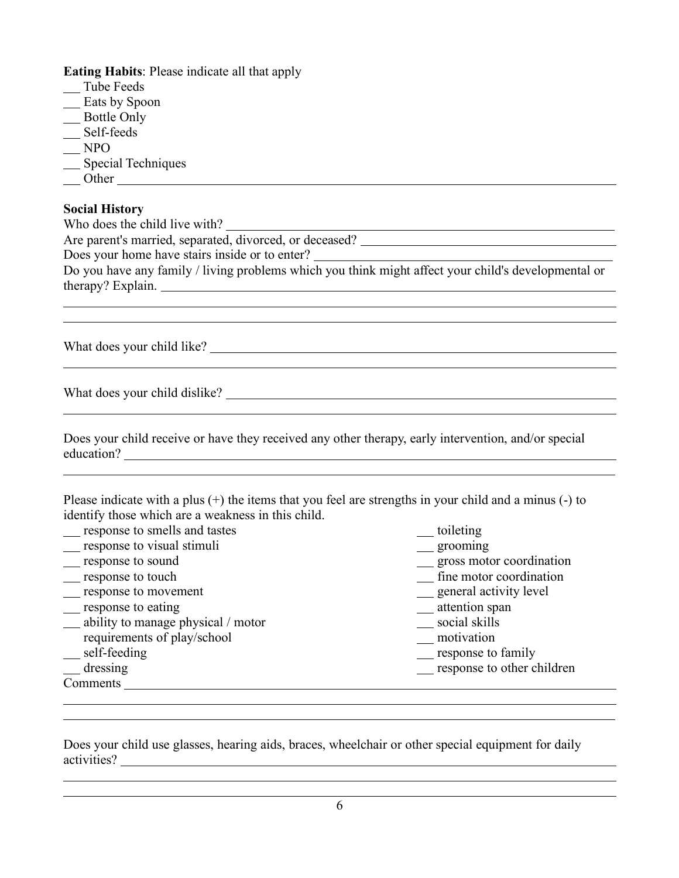**Eating Habits**: Please indicate all that apply

___ Tube Feeds
___ Eats by Spoon
___ Bottle Only
___ Self-feeds
___ NPO
___ Special Techniques
___ Other ___________________________________________________________

**Social History**

Who does the child live with? ___________________________________________

Are parent's married, separated, divorced, or deceased? ___________________________

Does your home have stairs inside or to enter? _________________________________

Do you have any family / living problems which you think might affect your child's developmental or therapy? Explain. ______________________________________________________

_____________________________________________________________________

_____________________________________________________________________

What does your child like? _______________________________________________

_____________________________________________________________________

What does your child dislike? _____________________________________________

_____________________________________________________________________

Does your child receive or have they received any other therapy, early intervention, and/or special education? ____________________________________________________________

_____________________________________________________________________

Please indicate with a plus (+) the items that you feel are strengths in your child and a minus (-) to identify those which are a weakness in this child.

___ response to smells and tastes
___ response to visual stimuli
___ response to sound
___ response to touch
___ response to movement
___ response to eating
___ ability to manage physical / motor requirements of play/school
___ self-feeding
___ dressing
___ toileting
___ grooming
___ gross motor coordination
___ fine motor coordination
___ general activity level
___ attention span
___ social skills
___ motivation
___ response to family
___ response to other children

Comments _______________________________________________________________

_____________________________________________________________________

_____________________________________________________________________

Does your child use glasses, hearing aids, braces, wheelchair or other special equipment for daily activities? ___________________________________________________________

_____________________________________________________________________

_____________________________________________________________________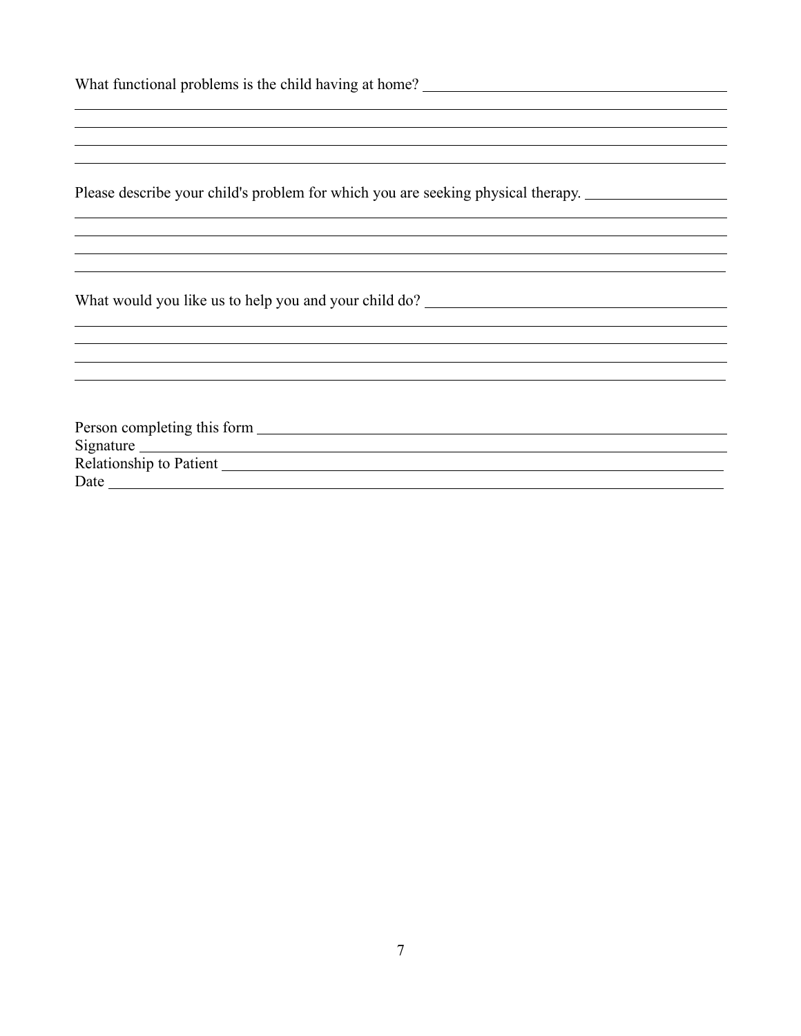What functional problems is the child having at home? ______________________________

______________________________________________________________________________

______________________________________________________________________________

______________________________________________________________________________

______________________________________________________________________________

Please describe your child's problem for which you are seeking physical therapy. ______________

______________________________________________________________________________

______________________________________________________________________________

______________________________________________________________________________

______________________________________________________________________________

What would you like us to help you and your child do? ______________________________

______________________________________________________________________________

______________________________________________________________________________

______________________________________________________________________________

______________________________________________________________________________

Person completing this form ______________________________________________

Signature ______________________________________________________________

Relationship to Patient ___________________________________________________

Date __________________________________________________________________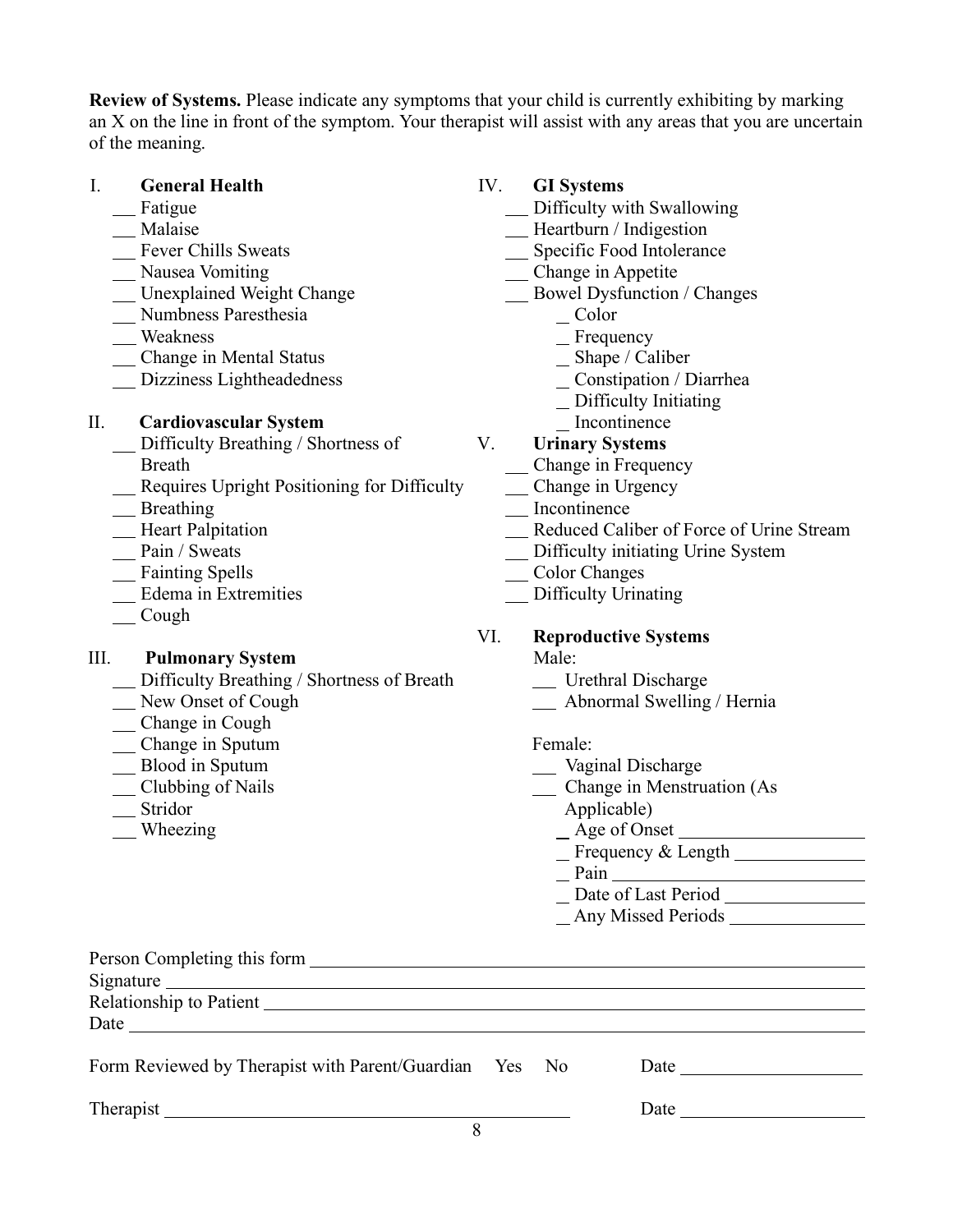**Review of Systems.** Please indicate any symptoms that your child is currently exhibiting by marking an X on the line in front of the symptom. Your therapist will assist with any areas that you are uncertain of the meaning.

I. **General Health**

- ___ Fatigue
- ___ Malaise
- ___ Fever Chills Sweats
- ___ Nausea Vomiting
- ___ Unexplained Weight Change
- ___ Numbness Paresthesia
- ___ Weakness
- ___ Change in Mental Status
- ___ Dizziness Lightheadedness

II. **Cardiovascular System**

- ___ Difficulty Breathing / Shortness of Breath
- ___ Requires Upright Positioning for Difficulty
- ___ Breathing
- ___ Heart Palpitation
- ___ Pain / Sweats
- ___ Fainting Spells
- ___ Edema in Extremities
- ___ Cough

III. **Pulmonary System**

- ___ Difficulty Breathing / Shortness of Breath
- ___ New Onset of Cough
- ___ Change in Cough
- ___ Change in Sputum
- ___ Blood in Sputum
- ___ Clubbing of Nails
- ___ Stridor
- ___ Wheezing

IV. **GI Systems**

- ___ Difficulty with Swallowing
- ___ Heartburn / Indigestion
- ___ Specific Food Intolerance
- ___ Change in Appetite
- ___ Bowel Dysfunction / Changes
  - _ Color
  - _ Frequency
  - _ Shape / Caliber
  - _ Constipation / Diarrhea
  - _ Difficulty Initiating
  - _ Incontinence

V. **Urinary Systems**

- ___ Change in Frequency
- ___ Change in Urgency
- ___ Incontinence
- ___ Reduced Caliber of Force of Urine Stream
- ___ Difficulty initiating Urine System
- ___ Color Changes
- ___ Difficulty Urinating

VI. **Reproductive Systems**

Male:

- ___ Urethral Discharge
- ___ Abnormal Swelling / Hernia

Female:

- ___ Vaginal Discharge
- ___ Change in Menstruation (As Applicable)
  - _ Age of Onset ____________________
  - _ Frequency & Length ______________
  - _ Pain ____________________________
  - _ Date of Last Period ________________
  - _ Any Missed Periods _______________

Person Completing this form ____________________________________________

Signature ____________________________________________

Relationship to Patient ____________________________________________

Date ____________________________________________

Form Reviewed by Therapist with Parent/Guardian Yes No Date ____________________

Therapist ______________________________ Date ____________________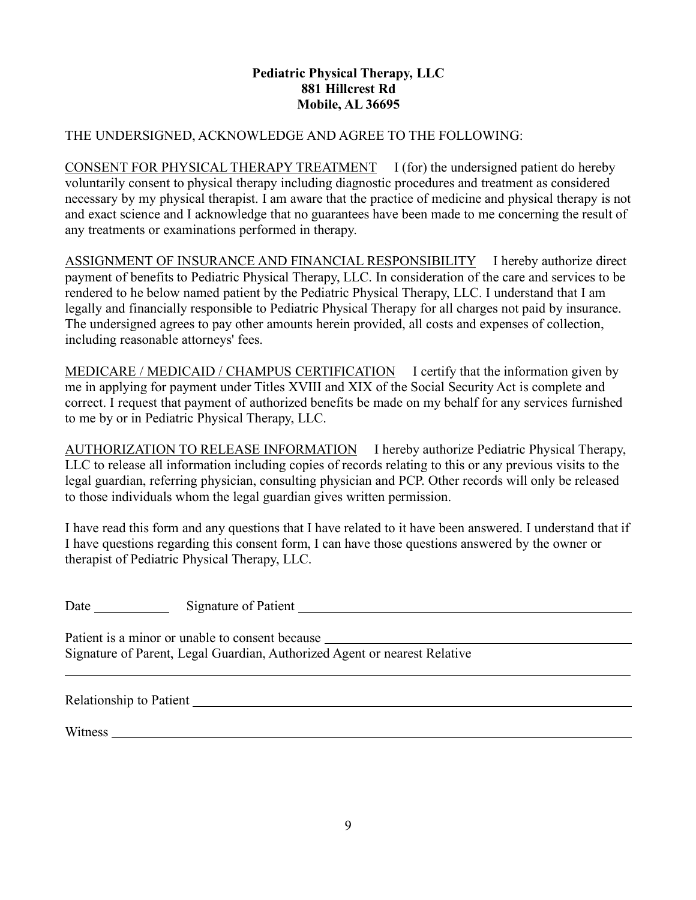**Pediatric Physical Therapy, LLC**
**881 Hillcrest Rd**
**Mobile, AL 36695**

THE UNDERSIGNED, ACKNOWLEDGE AND AGREE TO THE FOLLOWING:

<u>CONSENT FOR PHYSICAL THERAPY TREATMENT</u> I (for) the undersigned patient do hereby voluntarily consent to physical therapy including diagnostic procedures and treatment as considered necessary by my physical therapist. I am aware that the practice of medicine and physical therapy is not and exact science and I acknowledge that no guarantees have been made to me concerning the result of any treatments or examinations performed in therapy.

<u>ASSIGNMENT OF INSURANCE AND FINANCIAL RESPONSIBILITY</u> I hereby authorize direct payment of benefits to Pediatric Physical Therapy, LLC. In consideration of the care and services to be rendered to he below named patient by the Pediatric Physical Therapy, LLC. I understand that I am legally and financially responsible to Pediatric Physical Therapy for all charges not paid by insurance. The undersigned agrees to pay other amounts herein provided, all costs and expenses of collection, including reasonable attorneys' fees.

<u>MEDICARE / MEDICAID / CHAMPUS CERTIFICATION</u> I certify that the information given by me in applying for payment under Titles XVIII and XIX of the Social Security Act is complete and correct. I request that payment of authorized benefits be made on my behalf for any services furnished to me by or in Pediatric Physical Therapy, LLC.

<u>AUTHORIZATION TO RELEASE INFORMATION</u> I hereby authorize Pediatric Physical Therapy, LLC to release all information including copies of records relating to this or any previous visits to the legal guardian, referring physician, consulting physician and PCP. Other records will only be released to those individuals whom the legal guardian gives written permission.

I have read this form and any questions that I have related to it have been answered. I understand that if I have questions regarding this consent form, I can have those questions answered by the owner or therapist of Pediatric Physical Therapy, LLC.

Date ____________ Signature of Patient ______________________________________________

Patient is a minor or unable to consent because ______________________________________
Signature of Parent, Legal Guardian, Authorized Agent or nearest Relative

____________________________________________________________________________

Relationship to Patient _______________________________________________________

Witness ____________________________________________________________________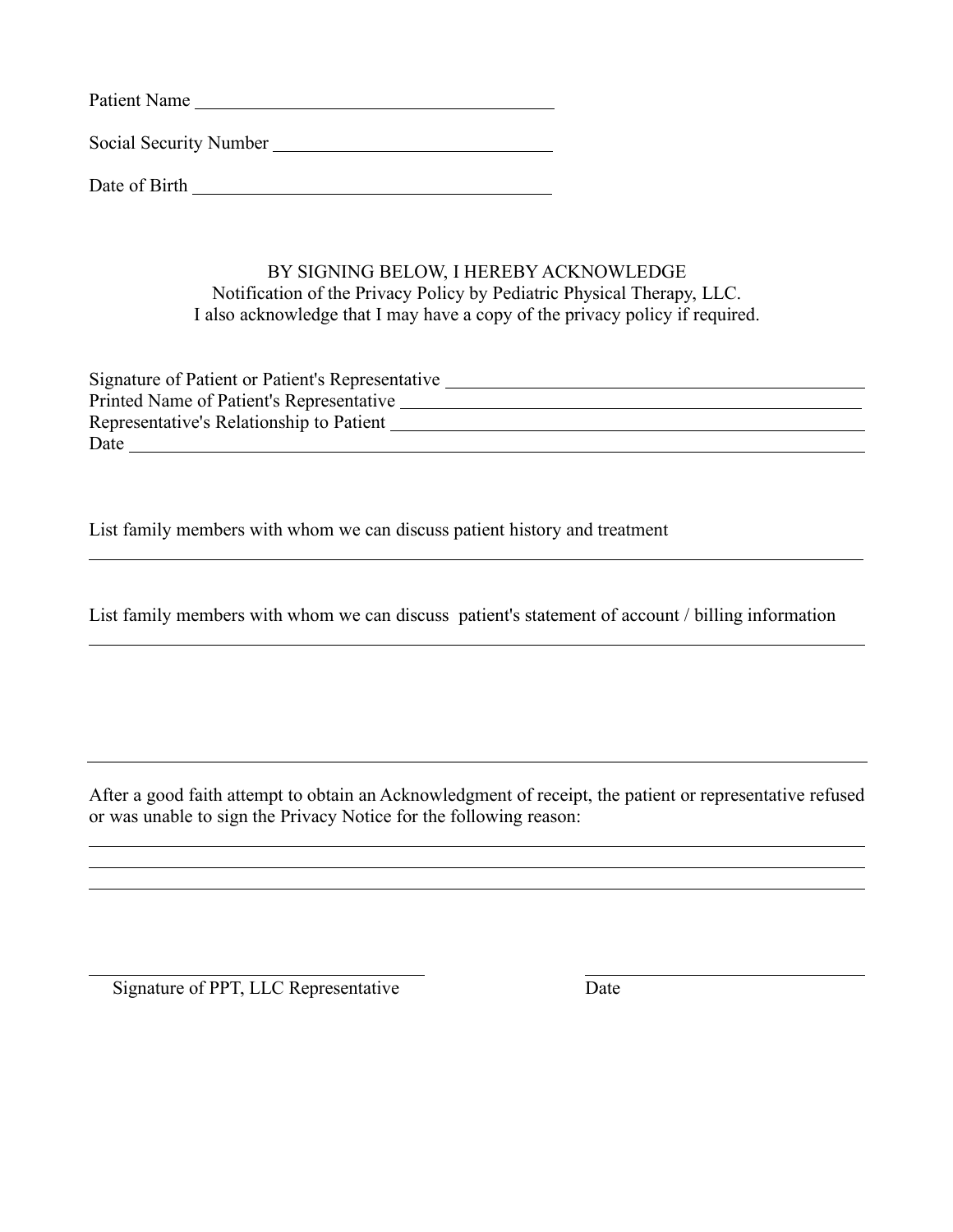Patient Name ________________________________________

Social Security Number ______________________________

Date of Birth _______________________________________

BY SIGNING BELOW, I HEREBY ACKNOWLEDGE
Notification of the Privacy Policy by Pediatric Physical Therapy, LLC.
I also acknowledge that I may have a copy of the privacy policy if required.

Signature of Patient or Patient's Representative ______________________________
Printed Name of Patient's Representative ______________________________
Representative's Relationship to Patient ______________________________
Date ______________________________

List family members with whom we can discuss patient history and treatment

______________________________________________________________________

List family members with whom we can discuss patient's statement of account / billing information

______________________________________________________________________

---

After a good faith attempt to obtain an Acknowledgment of receipt, the patient or representative refused or was unable to sign the Privacy Notice for the following reason:

______________________________________________________________________
______________________________________________________________________
______________________________________________________________________

______________________________ ______________________________
Signature of PPT, LLC Representative Date